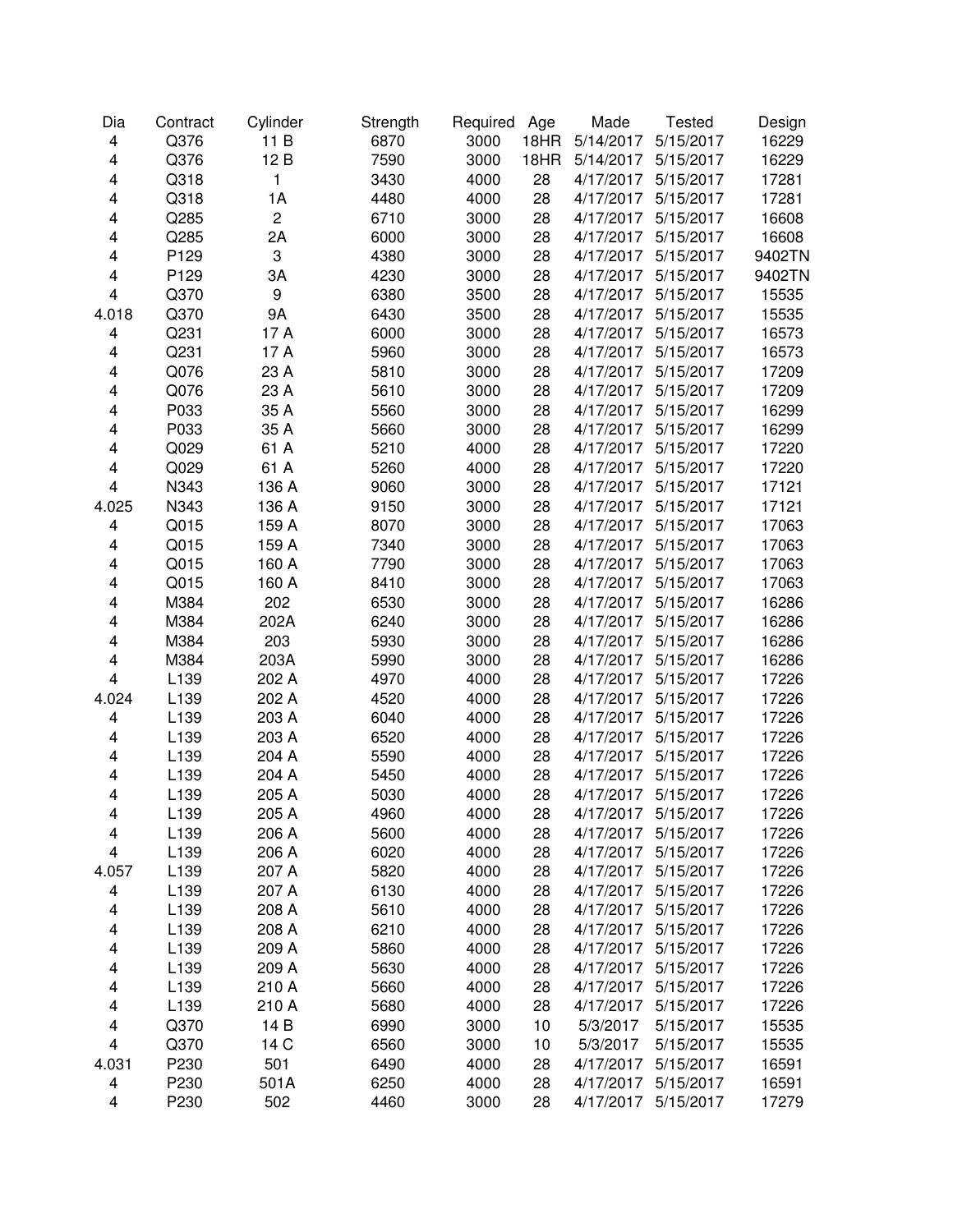| Dia | Contract | Cylinder | Strength | Required | Age | Made | Tested | Design |
|---|---|---|---|---|---|---|---|---|
| 4 | Q376 | 11 B | 6870 | 3000 | 18HR | 5/14/2017 | 5/15/2017 | 16229 |
| 4 | Q376 | 12 B | 7590 | 3000 | 18HR | 5/14/2017 | 5/15/2017 | 16229 |
| 4 | Q318 | 1 | 3430 | 4000 | 28 | 4/17/2017 | 5/15/2017 | 17281 |
| 4 | Q318 | 1A | 4480 | 4000 | 28 | 4/17/2017 | 5/15/2017 | 17281 |
| 4 | Q285 | 2 | 6710 | 3000 | 28 | 4/17/2017 | 5/15/2017 | 16608 |
| 4 | Q285 | 2A | 6000 | 3000 | 28 | 4/17/2017 | 5/15/2017 | 16608 |
| 4 | P129 | 3 | 4380 | 3000 | 28 | 4/17/2017 | 5/15/2017 | 9402TN |
| 4 | P129 | 3A | 4230 | 3000 | 28 | 4/17/2017 | 5/15/2017 | 9402TN |
| 4 | Q370 | 9 | 6380 | 3500 | 28 | 4/17/2017 | 5/15/2017 | 15535 |
| 4.018 | Q370 | 9A | 6430 | 3500 | 28 | 4/17/2017 | 5/15/2017 | 15535 |
| 4 | Q231 | 17 A | 6000 | 3000 | 28 | 4/17/2017 | 5/15/2017 | 16573 |
| 4 | Q231 | 17 A | 5960 | 3000 | 28 | 4/17/2017 | 5/15/2017 | 16573 |
| 4 | Q076 | 23 A | 5810 | 3000 | 28 | 4/17/2017 | 5/15/2017 | 17209 |
| 4 | Q076 | 23 A | 5610 | 3000 | 28 | 4/17/2017 | 5/15/2017 | 17209 |
| 4 | P033 | 35 A | 5560 | 3000 | 28 | 4/17/2017 | 5/15/2017 | 16299 |
| 4 | P033 | 35 A | 5660 | 3000 | 28 | 4/17/2017 | 5/15/2017 | 16299 |
| 4 | Q029 | 61 A | 5210 | 4000 | 28 | 4/17/2017 | 5/15/2017 | 17220 |
| 4 | Q029 | 61 A | 5260 | 4000 | 28 | 4/17/2017 | 5/15/2017 | 17220 |
| 4 | N343 | 136 A | 9060 | 3000 | 28 | 4/17/2017 | 5/15/2017 | 17121 |
| 4.025 | N343 | 136 A | 9150 | 3000 | 28 | 4/17/2017 | 5/15/2017 | 17121 |
| 4 | Q015 | 159 A | 8070 | 3000 | 28 | 4/17/2017 | 5/15/2017 | 17063 |
| 4 | Q015 | 159 A | 7340 | 3000 | 28 | 4/17/2017 | 5/15/2017 | 17063 |
| 4 | Q015 | 160 A | 7790 | 3000 | 28 | 4/17/2017 | 5/15/2017 | 17063 |
| 4 | Q015 | 160 A | 8410 | 3000 | 28 | 4/17/2017 | 5/15/2017 | 17063 |
| 4 | M384 | 202 | 6530 | 3000 | 28 | 4/17/2017 | 5/15/2017 | 16286 |
| 4 | M384 | 202A | 6240 | 3000 | 28 | 4/17/2017 | 5/15/2017 | 16286 |
| 4 | M384 | 203 | 5930 | 3000 | 28 | 4/17/2017 | 5/15/2017 | 16286 |
| 4 | M384 | 203A | 5990 | 3000 | 28 | 4/17/2017 | 5/15/2017 | 16286 |
| 4 | L139 | 202 A | 4970 | 4000 | 28 | 4/17/2017 | 5/15/2017 | 17226 |
| 4.024 | L139 | 202 A | 4520 | 4000 | 28 | 4/17/2017 | 5/15/2017 | 17226 |
| 4 | L139 | 203 A | 6040 | 4000 | 28 | 4/17/2017 | 5/15/2017 | 17226 |
| 4 | L139 | 203 A | 6520 | 4000 | 28 | 4/17/2017 | 5/15/2017 | 17226 |
| 4 | L139 | 204 A | 5590 | 4000 | 28 | 4/17/2017 | 5/15/2017 | 17226 |
| 4 | L139 | 204 A | 5450 | 4000 | 28 | 4/17/2017 | 5/15/2017 | 17226 |
| 4 | L139 | 205 A | 5030 | 4000 | 28 | 4/17/2017 | 5/15/2017 | 17226 |
| 4 | L139 | 205 A | 4960 | 4000 | 28 | 4/17/2017 | 5/15/2017 | 17226 |
| 4 | L139 | 206 A | 5600 | 4000 | 28 | 4/17/2017 | 5/15/2017 | 17226 |
| 4 | L139 | 206 A | 6020 | 4000 | 28 | 4/17/2017 | 5/15/2017 | 17226 |
| 4.057 | L139 | 207 A | 5820 | 4000 | 28 | 4/17/2017 | 5/15/2017 | 17226 |
| 4 | L139 | 207 A | 6130 | 4000 | 28 | 4/17/2017 | 5/15/2017 | 17226 |
| 4 | L139 | 208 A | 5610 | 4000 | 28 | 4/17/2017 | 5/15/2017 | 17226 |
| 4 | L139 | 208 A | 6210 | 4000 | 28 | 4/17/2017 | 5/15/2017 | 17226 |
| 4 | L139 | 209 A | 5860 | 4000 | 28 | 4/17/2017 | 5/15/2017 | 17226 |
| 4 | L139 | 209 A | 5630 | 4000 | 28 | 4/17/2017 | 5/15/2017 | 17226 |
| 4 | L139 | 210 A | 5660 | 4000 | 28 | 4/17/2017 | 5/15/2017 | 17226 |
| 4 | L139 | 210 A | 5680 | 4000 | 28 | 4/17/2017 | 5/15/2017 | 17226 |
| 4 | Q370 | 14 B | 6990 | 3000 | 10 | 5/3/2017 | 5/15/2017 | 15535 |
| 4 | Q370 | 14 C | 6560 | 3000 | 10 | 5/3/2017 | 5/15/2017 | 15535 |
| 4.031 | P230 | 501 | 6490 | 4000 | 28 | 4/17/2017 | 5/15/2017 | 16591 |
| 4 | P230 | 501A | 6250 | 4000 | 28 | 4/17/2017 | 5/15/2017 | 16591 |
| 4 | P230 | 502 | 4460 | 3000 | 28 | 4/17/2017 | 5/15/2017 | 17279 |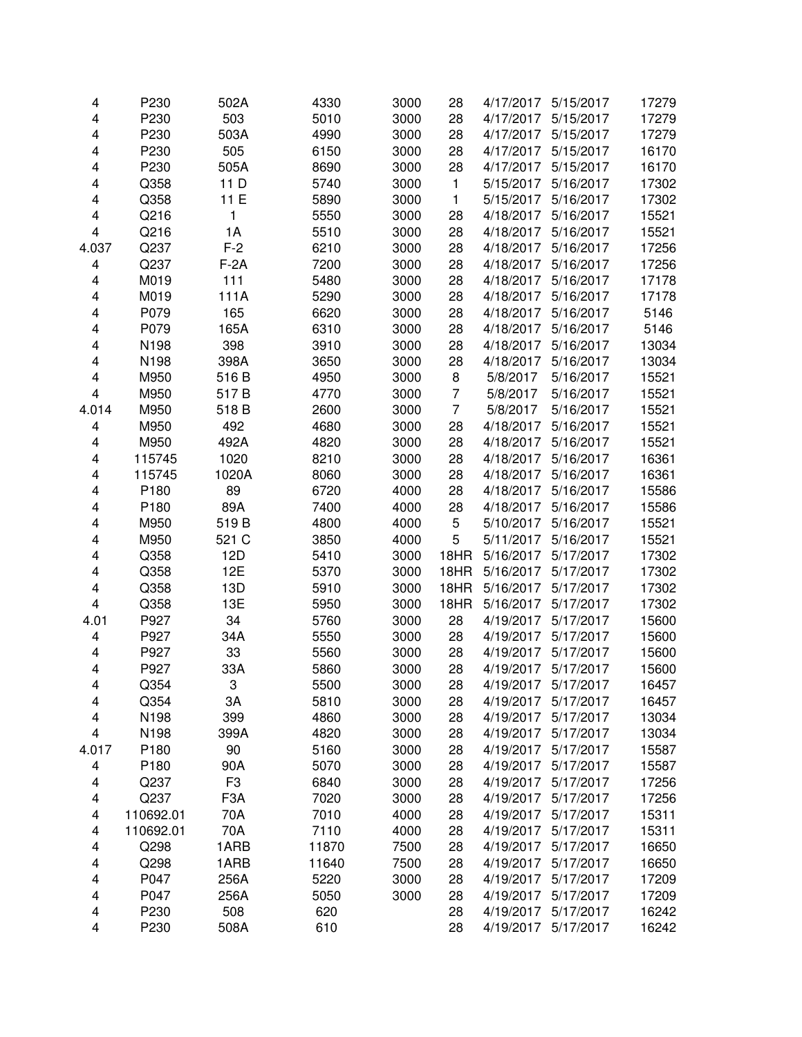| | | | | | | | | |
|---|---|---|---|---|---|---|---|---|
| 4 | P230 | 502A | 4330 | 3000 | 28 | 4/17/2017 | 5/15/2017 | 17279 |
| 4 | P230 | 503 | 5010 | 3000 | 28 | 4/17/2017 | 5/15/2017 | 17279 |
| 4 | P230 | 503A | 4990 | 3000 | 28 | 4/17/2017 | 5/15/2017 | 17279 |
| 4 | P230 | 505 | 6150 | 3000 | 28 | 4/17/2017 | 5/15/2017 | 16170 |
| 4 | P230 | 505A | 8690 | 3000 | 28 | 4/17/2017 | 5/15/2017 | 16170 |
| 4 | Q358 | 11 D | 5740 | 3000 | 1 | 5/15/2017 | 5/16/2017 | 17302 |
| 4 | Q358 | 11 E | 5890 | 3000 | 1 | 5/15/2017 | 5/16/2017 | 17302 |
| 4 | Q216 | 1 | 5550 | 3000 | 28 | 4/18/2017 | 5/16/2017 | 15521 |
| 4 | Q216 | 1A | 5510 | 3000 | 28 | 4/18/2017 | 5/16/2017 | 15521 |
| 4.037 | Q237 | F-2 | 6210 | 3000 | 28 | 4/18/2017 | 5/16/2017 | 17256 |
| 4 | Q237 | F-2A | 7200 | 3000 | 28 | 4/18/2017 | 5/16/2017 | 17256 |
| 4 | M019 | 111 | 5480 | 3000 | 28 | 4/18/2017 | 5/16/2017 | 17178 |
| 4 | M019 | 111A | 5290 | 3000 | 28 | 4/18/2017 | 5/16/2017 | 17178 |
| 4 | P079 | 165 | 6620 | 3000 | 28 | 4/18/2017 | 5/16/2017 | 5146 |
| 4 | P079 | 165A | 6310 | 3000 | 28 | 4/18/2017 | 5/16/2017 | 5146 |
| 4 | N198 | 398 | 3910 | 3000 | 28 | 4/18/2017 | 5/16/2017 | 13034 |
| 4 | N198 | 398A | 3650 | 3000 | 28 | 4/18/2017 | 5/16/2017 | 13034 |
| 4 | M950 | 516 B | 4950 | 3000 | 8 | 5/8/2017 | 5/16/2017 | 15521 |
| 4 | M950 | 517 B | 4770 | 3000 | 7 | 5/8/2017 | 5/16/2017 | 15521 |
| 4.014 | M950 | 518 B | 2600 | 3000 | 7 | 5/8/2017 | 5/16/2017 | 15521 |
| 4 | M950 | 492 | 4680 | 3000 | 28 | 4/18/2017 | 5/16/2017 | 15521 |
| 4 | M950 | 492A | 4820 | 3000 | 28 | 4/18/2017 | 5/16/2017 | 15521 |
| 4 | 115745 | 1020 | 8210 | 3000 | 28 | 4/18/2017 | 5/16/2017 | 16361 |
| 4 | 115745 | 1020A | 8060 | 3000 | 28 | 4/18/2017 | 5/16/2017 | 16361 |
| 4 | P180 | 89 | 6720 | 4000 | 28 | 4/18/2017 | 5/16/2017 | 15586 |
| 4 | P180 | 89A | 7400 | 4000 | 28 | 4/18/2017 | 5/16/2017 | 15586 |
| 4 | M950 | 519 B | 4800 | 4000 | 5 | 5/10/2017 | 5/16/2017 | 15521 |
| 4 | M950 | 521 C | 3850 | 4000 | 5 | 5/11/2017 | 5/16/2017 | 15521 |
| 4 | Q358 | 12D | 5410 | 3000 | 18HR | 5/16/2017 | 5/17/2017 | 17302 |
| 4 | Q358 | 12E | 5370 | 3000 | 18HR | 5/16/2017 | 5/17/2017 | 17302 |
| 4 | Q358 | 13D | 5910 | 3000 | 18HR | 5/16/2017 | 5/17/2017 | 17302 |
| 4 | Q358 | 13E | 5950 | 3000 | 18HR | 5/16/2017 | 5/17/2017 | 17302 |
| 4.01 | P927 | 34 | 5760 | 3000 | 28 | 4/19/2017 | 5/17/2017 | 15600 |
| 4 | P927 | 34A | 5550 | 3000 | 28 | 4/19/2017 | 5/17/2017 | 15600 |
| 4 | P927 | 33 | 5560 | 3000 | 28 | 4/19/2017 | 5/17/2017 | 15600 |
| 4 | P927 | 33A | 5860 | 3000 | 28 | 4/19/2017 | 5/17/2017 | 15600 |
| 4 | Q354 | 3 | 5500 | 3000 | 28 | 4/19/2017 | 5/17/2017 | 16457 |
| 4 | Q354 | 3A | 5810 | 3000 | 28 | 4/19/2017 | 5/17/2017 | 16457 |
| 4 | N198 | 399 | 4860 | 3000 | 28 | 4/19/2017 | 5/17/2017 | 13034 |
| 4 | N198 | 399A | 4820 | 3000 | 28 | 4/19/2017 | 5/17/2017 | 13034 |
| 4.017 | P180 | 90 | 5160 | 3000 | 28 | 4/19/2017 | 5/17/2017 | 15587 |
| 4 | P180 | 90A | 5070 | 3000 | 28 | 4/19/2017 | 5/17/2017 | 15587 |
| 4 | Q237 | F3 | 6840 | 3000 | 28 | 4/19/2017 | 5/17/2017 | 17256 |
| 4 | Q237 | F3A | 7020 | 3000 | 28 | 4/19/2017 | 5/17/2017 | 17256 |
| 4 | 110692.01 | 70A | 7010 | 4000 | 28 | 4/19/2017 | 5/17/2017 | 15311 |
| 4 | 110692.01 | 70A | 7110 | 4000 | 28 | 4/19/2017 | 5/17/2017 | 15311 |
| 4 | Q298 | 1ARB | 11870 | 7500 | 28 | 4/19/2017 | 5/17/2017 | 16650 |
| 4 | Q298 | 1ARB | 11640 | 7500 | 28 | 4/19/2017 | 5/17/2017 | 16650 |
| 4 | P047 | 256A | 5220 | 3000 | 28 | 4/19/2017 | 5/17/2017 | 17209 |
| 4 | P047 | 256A | 5050 | 3000 | 28 | 4/19/2017 | 5/17/2017 | 17209 |
| 4 | P230 | 508 | 620 | | 28 | 4/19/2017 | 5/17/2017 | 16242 |
| 4 | P230 | 508A | 610 | | 28 | 4/19/2017 | 5/17/2017 | 16242 |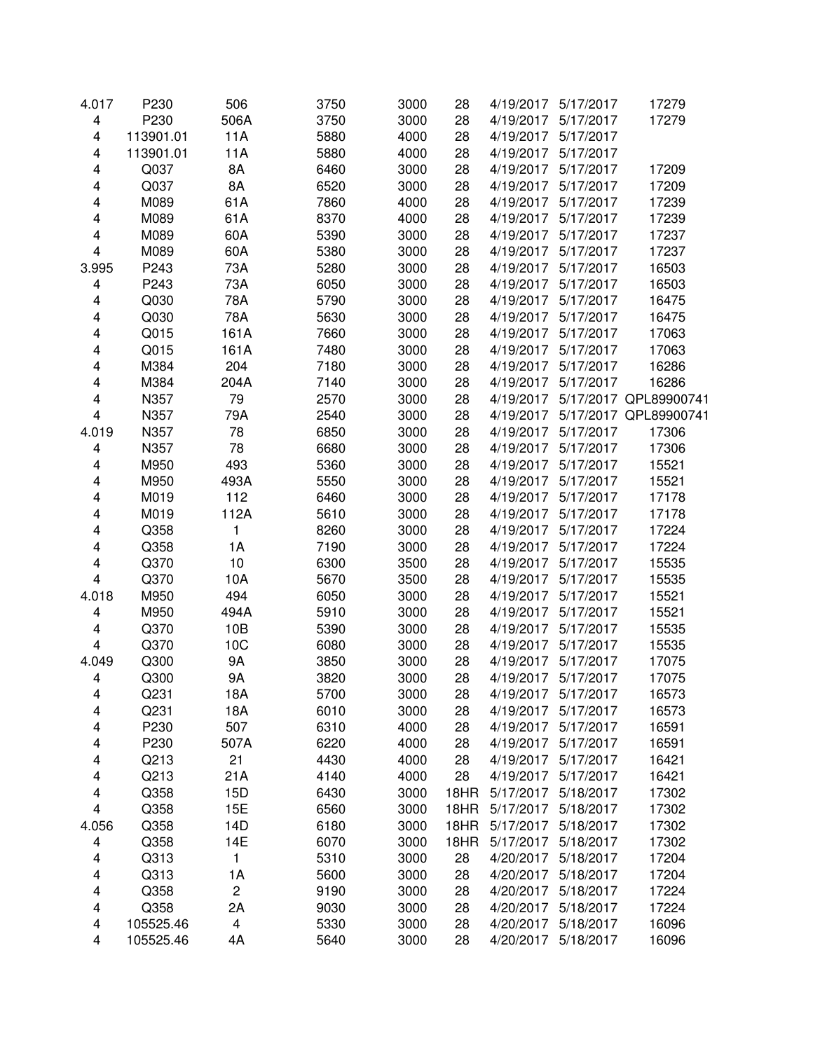| | | | | | | | | |
|---|---|---|---|---|---|---|---|---|
| 4.017 | P230 | 506 | 3750 | 3000 | 28 | 4/19/2017 | 5/17/2017 | 17279 |
| 4 | P230 | 506A | 3750 | 3000 | 28 | 4/19/2017 | 5/17/2017 | 17279 |
| 4 | 113901.01 | 11A | 5880 | 4000 | 28 | 4/19/2017 | 5/17/2017 | |
| 4 | 113901.01 | 11A | 5880 | 4000 | 28 | 4/19/2017 | 5/17/2017 | |
| 4 | Q037 | 8A | 6460 | 3000 | 28 | 4/19/2017 | 5/17/2017 | 17209 |
| 4 | Q037 | 8A | 6520 | 3000 | 28 | 4/19/2017 | 5/17/2017 | 17209 |
| 4 | M089 | 61A | 7860 | 4000 | 28 | 4/19/2017 | 5/17/2017 | 17239 |
| 4 | M089 | 61A | 8370 | 4000 | 28 | 4/19/2017 | 5/17/2017 | 17239 |
| 4 | M089 | 60A | 5390 | 3000 | 28 | 4/19/2017 | 5/17/2017 | 17237 |
| 4 | M089 | 60A | 5380 | 3000 | 28 | 4/19/2017 | 5/17/2017 | 17237 |
| 3.995 | P243 | 73A | 5280 | 3000 | 28 | 4/19/2017 | 5/17/2017 | 16503 |
| 4 | P243 | 73A | 6050 | 3000 | 28 | 4/19/2017 | 5/17/2017 | 16503 |
| 4 | Q030 | 78A | 5790 | 3000 | 28 | 4/19/2017 | 5/17/2017 | 16475 |
| 4 | Q030 | 78A | 5630 | 3000 | 28 | 4/19/2017 | 5/17/2017 | 16475 |
| 4 | Q015 | 161A | 7660 | 3000 | 28 | 4/19/2017 | 5/17/2017 | 17063 |
| 4 | Q015 | 161A | 7480 | 3000 | 28 | 4/19/2017 | 5/17/2017 | 17063 |
| 4 | M384 | 204 | 7180 | 3000 | 28 | 4/19/2017 | 5/17/2017 | 16286 |
| 4 | M384 | 204A | 7140 | 3000 | 28 | 4/19/2017 | 5/17/2017 | 16286 |
| 4 | N357 | 79 | 2570 | 3000 | 28 | 4/19/2017 | 5/17/2017 | QPL89900741 |
| 4 | N357 | 79A | 2540 | 3000 | 28 | 4/19/2017 | 5/17/2017 | QPL89900741 |
| 4.019 | N357 | 78 | 6850 | 3000 | 28 | 4/19/2017 | 5/17/2017 | 17306 |
| 4 | N357 | 78 | 6680 | 3000 | 28 | 4/19/2017 | 5/17/2017 | 17306 |
| 4 | M950 | 493 | 5360 | 3000 | 28 | 4/19/2017 | 5/17/2017 | 15521 |
| 4 | M950 | 493A | 5550 | 3000 | 28 | 4/19/2017 | 5/17/2017 | 15521 |
| 4 | M019 | 112 | 6460 | 3000 | 28 | 4/19/2017 | 5/17/2017 | 17178 |
| 4 | M019 | 112A | 5610 | 3000 | 28 | 4/19/2017 | 5/17/2017 | 17178 |
| 4 | Q358 | 1 | 8260 | 3000 | 28 | 4/19/2017 | 5/17/2017 | 17224 |
| 4 | Q358 | 1A | 7190 | 3000 | 28 | 4/19/2017 | 5/17/2017 | 17224 |
| 4 | Q370 | 10 | 6300 | 3500 | 28 | 4/19/2017 | 5/17/2017 | 15535 |
| 4 | Q370 | 10A | 5670 | 3500 | 28 | 4/19/2017 | 5/17/2017 | 15535 |
| 4.018 | M950 | 494 | 6050 | 3000 | 28 | 4/19/2017 | 5/17/2017 | 15521 |
| 4 | M950 | 494A | 5910 | 3000 | 28 | 4/19/2017 | 5/17/2017 | 15521 |
| 4 | Q370 | 10B | 5390 | 3000 | 28 | 4/19/2017 | 5/17/2017 | 15535 |
| 4 | Q370 | 10C | 6080 | 3000 | 28 | 4/19/2017 | 5/17/2017 | 15535 |
| 4.049 | Q300 | 9A | 3850 | 3000 | 28 | 4/19/2017 | 5/17/2017 | 17075 |
| 4 | Q300 | 9A | 3820 | 3000 | 28 | 4/19/2017 | 5/17/2017 | 17075 |
| 4 | Q231 | 18A | 5700 | 3000 | 28 | 4/19/2017 | 5/17/2017 | 16573 |
| 4 | Q231 | 18A | 6010 | 3000 | 28 | 4/19/2017 | 5/17/2017 | 16573 |
| 4 | P230 | 507 | 6310 | 4000 | 28 | 4/19/2017 | 5/17/2017 | 16591 |
| 4 | P230 | 507A | 6220 | 4000 | 28 | 4/19/2017 | 5/17/2017 | 16591 |
| 4 | Q213 | 21 | 4430 | 4000 | 28 | 4/19/2017 | 5/17/2017 | 16421 |
| 4 | Q213 | 21A | 4140 | 4000 | 28 | 4/19/2017 | 5/17/2017 | 16421 |
| 4 | Q358 | 15D | 6430 | 3000 | 18HR | 5/17/2017 | 5/18/2017 | 17302 |
| 4 | Q358 | 15E | 6560 | 3000 | 18HR | 5/17/2017 | 5/18/2017 | 17302 |
| 4.056 | Q358 | 14D | 6180 | 3000 | 18HR | 5/17/2017 | 5/18/2017 | 17302 |
| 4 | Q358 | 14E | 6070 | 3000 | 18HR | 5/17/2017 | 5/18/2017 | 17302 |
| 4 | Q313 | 1 | 5310 | 3000 | 28 | 4/20/2017 | 5/18/2017 | 17204 |
| 4 | Q313 | 1A | 5600 | 3000 | 28 | 4/20/2017 | 5/18/2017 | 17204 |
| 4 | Q358 | 2 | 9190 | 3000 | 28 | 4/20/2017 | 5/18/2017 | 17224 |
| 4 | Q358 | 2A | 9030 | 3000 | 28 | 4/20/2017 | 5/18/2017 | 17224 |
| 4 | 105525.46 | 4 | 5330 | 3000 | 28 | 4/20/2017 | 5/18/2017 | 16096 |
| 4 | 105525.46 | 4A | 5640 | 3000 | 28 | 4/20/2017 | 5/18/2017 | 16096 |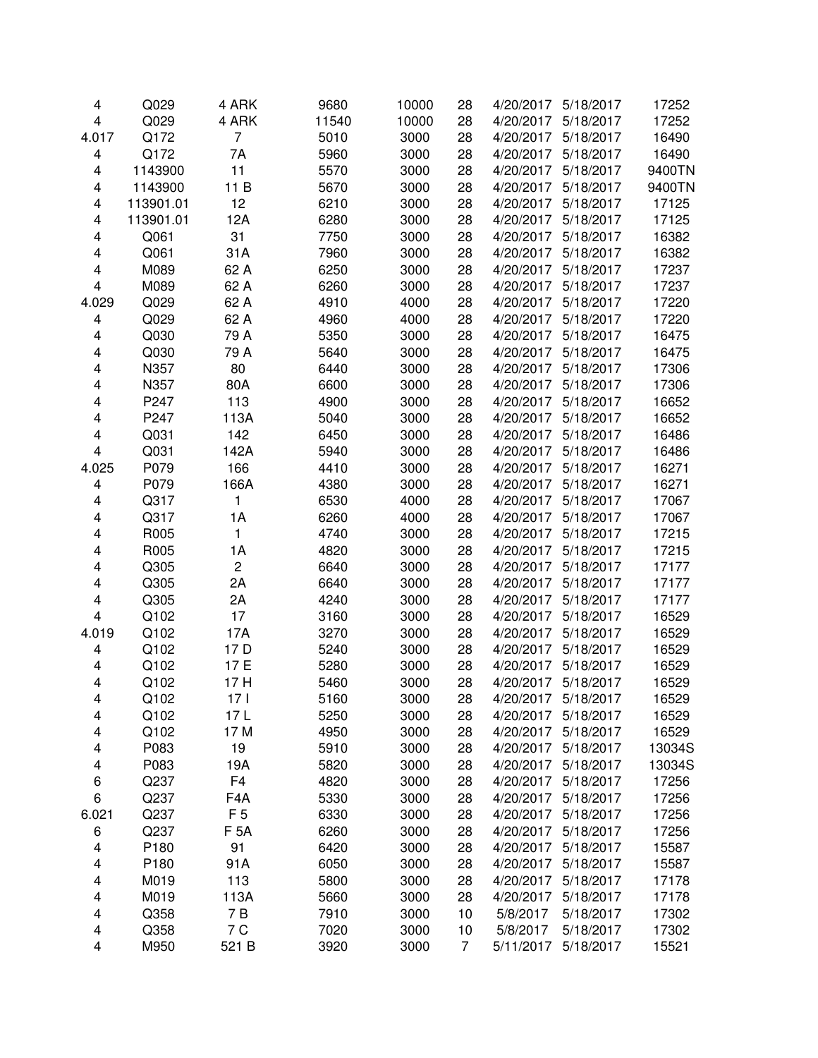| | | | | | | | | |
|---|---|---|---|---|---|---|---|---|
| 4 | Q029 | 4 ARK | 9680 | 10000 | 28 | 4/20/2017 | 5/18/2017 | 17252 |
| 4 | Q029 | 4 ARK | 11540 | 10000 | 28 | 4/20/2017 | 5/18/2017 | 17252 |
| 4.017 | Q172 | 7 | 5010 | 3000 | 28 | 4/20/2017 | 5/18/2017 | 16490 |
| 4 | Q172 | 7A | 5960 | 3000 | 28 | 4/20/2017 | 5/18/2017 | 16490 |
| 4 | 1143900 | 11 | 5570 | 3000 | 28 | 4/20/2017 | 5/18/2017 | 9400TN |
| 4 | 1143900 | 11 B | 5670 | 3000 | 28 | 4/20/2017 | 5/18/2017 | 9400TN |
| 4 | 113901.01 | 12 | 6210 | 3000 | 28 | 4/20/2017 | 5/18/2017 | 17125 |
| 4 | 113901.01 | 12A | 6280 | 3000 | 28 | 4/20/2017 | 5/18/2017 | 17125 |
| 4 | Q061 | 31 | 7750 | 3000 | 28 | 4/20/2017 | 5/18/2017 | 16382 |
| 4 | Q061 | 31A | 7960 | 3000 | 28 | 4/20/2017 | 5/18/2017 | 16382 |
| 4 | M089 | 62 A | 6250 | 3000 | 28 | 4/20/2017 | 5/18/2017 | 17237 |
| 4 | M089 | 62 A | 6260 | 3000 | 28 | 4/20/2017 | 5/18/2017 | 17237 |
| 4.029 | Q029 | 62 A | 4910 | 4000 | 28 | 4/20/2017 | 5/18/2017 | 17220 |
| 4 | Q029 | 62 A | 4960 | 4000 | 28 | 4/20/2017 | 5/18/2017 | 17220 |
| 4 | Q030 | 79 A | 5350 | 3000 | 28 | 4/20/2017 | 5/18/2017 | 16475 |
| 4 | Q030 | 79 A | 5640 | 3000 | 28 | 4/20/2017 | 5/18/2017 | 16475 |
| 4 | N357 | 80 | 6440 | 3000 | 28 | 4/20/2017 | 5/18/2017 | 17306 |
| 4 | N357 | 80A | 6600 | 3000 | 28 | 4/20/2017 | 5/18/2017 | 17306 |
| 4 | P247 | 113 | 4900 | 3000 | 28 | 4/20/2017 | 5/18/2017 | 16652 |
| 4 | P247 | 113A | 5040 | 3000 | 28 | 4/20/2017 | 5/18/2017 | 16652 |
| 4 | Q031 | 142 | 6450 | 3000 | 28 | 4/20/2017 | 5/18/2017 | 16486 |
| 4 | Q031 | 142A | 5940 | 3000 | 28 | 4/20/2017 | 5/18/2017 | 16486 |
| 4.025 | P079 | 166 | 4410 | 3000 | 28 | 4/20/2017 | 5/18/2017 | 16271 |
| 4 | P079 | 166A | 4380 | 3000 | 28 | 4/20/2017 | 5/18/2017 | 16271 |
| 4 | Q317 | 1 | 6530 | 4000 | 28 | 4/20/2017 | 5/18/2017 | 17067 |
| 4 | Q317 | 1A | 6260 | 4000 | 28 | 4/20/2017 | 5/18/2017 | 17067 |
| 4 | R005 | 1 | 4740 | 3000 | 28 | 4/20/2017 | 5/18/2017 | 17215 |
| 4 | R005 | 1A | 4820 | 3000 | 28 | 4/20/2017 | 5/18/2017 | 17215 |
| 4 | Q305 | 2 | 6640 | 3000 | 28 | 4/20/2017 | 5/18/2017 | 17177 |
| 4 | Q305 | 2A | 6640 | 3000 | 28 | 4/20/2017 | 5/18/2017 | 17177 |
| 4 | Q305 | 2A | 4240 | 3000 | 28 | 4/20/2017 | 5/18/2017 | 17177 |
| 4 | Q102 | 17 | 3160 | 3000 | 28 | 4/20/2017 | 5/18/2017 | 16529 |
| 4.019 | Q102 | 17A | 3270 | 3000 | 28 | 4/20/2017 | 5/18/2017 | 16529 |
| 4 | Q102 | 17 D | 5240 | 3000 | 28 | 4/20/2017 | 5/18/2017 | 16529 |
| 4 | Q102 | 17 E | 5280 | 3000 | 28 | 4/20/2017 | 5/18/2017 | 16529 |
| 4 | Q102 | 17 H | 5460 | 3000 | 28 | 4/20/2017 | 5/18/2017 | 16529 |
| 4 | Q102 | 17 I | 5160 | 3000 | 28 | 4/20/2017 | 5/18/2017 | 16529 |
| 4 | Q102 | 17 L | 5250 | 3000 | 28 | 4/20/2017 | 5/18/2017 | 16529 |
| 4 | Q102 | 17 M | 4950 | 3000 | 28 | 4/20/2017 | 5/18/2017 | 16529 |
| 4 | P083 | 19 | 5910 | 3000 | 28 | 4/20/2017 | 5/18/2017 | 13034S |
| 4 | P083 | 19A | 5820 | 3000 | 28 | 4/20/2017 | 5/18/2017 | 13034S |
| 6 | Q237 | F4 | 4820 | 3000 | 28 | 4/20/2017 | 5/18/2017 | 17256 |
| 6 | Q237 | F4A | 5330 | 3000 | 28 | 4/20/2017 | 5/18/2017 | 17256 |
| 6.021 | Q237 | F 5 | 6330 | 3000 | 28 | 4/20/2017 | 5/18/2017 | 17256 |
| 6 | Q237 | F 5A | 6260 | 3000 | 28 | 4/20/2017 | 5/18/2017 | 17256 |
| 4 | P180 | 91 | 6420 | 3000 | 28 | 4/20/2017 | 5/18/2017 | 15587 |
| 4 | P180 | 91A | 6050 | 3000 | 28 | 4/20/2017 | 5/18/2017 | 15587 |
| 4 | M019 | 113 | 5800 | 3000 | 28 | 4/20/2017 | 5/18/2017 | 17178 |
| 4 | M019 | 113A | 5660 | 3000 | 28 | 4/20/2017 | 5/18/2017 | 17178 |
| 4 | Q358 | 7 B | 7910 | 3000 | 10 | 5/8/2017 | 5/18/2017 | 17302 |
| 4 | Q358 | 7 C | 7020 | 3000 | 10 | 5/8/2017 | 5/18/2017 | 17302 |
| 4 | M950 | 521 B | 3920 | 3000 | 7 | 5/11/2017 | 5/18/2017 | 15521 |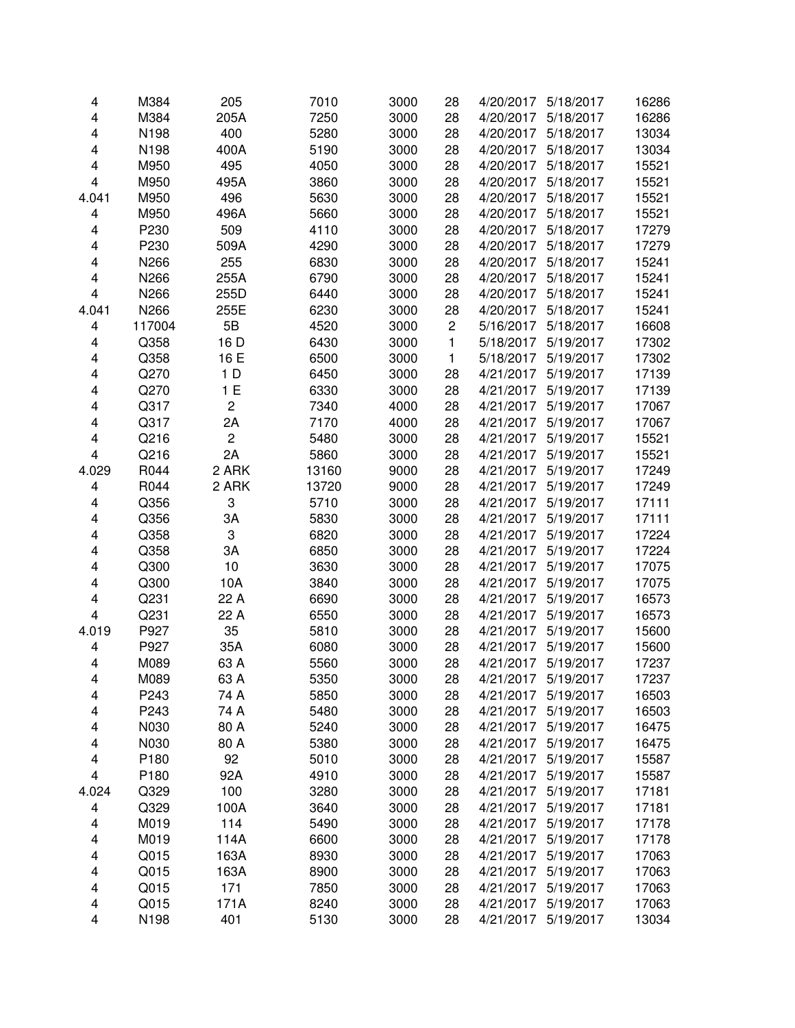| | | | | | | | | |
|---|---|---|---|---|---|---|---|---|
| 4 | M384 | 205 | 7010 | 3000 | 28 | 4/20/2017 | 5/18/2017 | 16286 |
| 4 | M384 | 205A | 7250 | 3000 | 28 | 4/20/2017 | 5/18/2017 | 16286 |
| 4 | N198 | 400 | 5280 | 3000 | 28 | 4/20/2017 | 5/18/2017 | 13034 |
| 4 | N198 | 400A | 5190 | 3000 | 28 | 4/20/2017 | 5/18/2017 | 13034 |
| 4 | M950 | 495 | 4050 | 3000 | 28 | 4/20/2017 | 5/18/2017 | 15521 |
| 4 | M950 | 495A | 3860 | 3000 | 28 | 4/20/2017 | 5/18/2017 | 15521 |
| 4.041 | M950 | 496 | 5630 | 3000 | 28 | 4/20/2017 | 5/18/2017 | 15521 |
| 4 | M950 | 496A | 5660 | 3000 | 28 | 4/20/2017 | 5/18/2017 | 15521 |
| 4 | P230 | 509 | 4110 | 3000 | 28 | 4/20/2017 | 5/18/2017 | 17279 |
| 4 | P230 | 509A | 4290 | 3000 | 28 | 4/20/2017 | 5/18/2017 | 17279 |
| 4 | N266 | 255 | 6830 | 3000 | 28 | 4/20/2017 | 5/18/2017 | 15241 |
| 4 | N266 | 255A | 6790 | 3000 | 28 | 4/20/2017 | 5/18/2017 | 15241 |
| 4 | N266 | 255D | 6440 | 3000 | 28 | 4/20/2017 | 5/18/2017 | 15241 |
| 4.041 | N266 | 255E | 6230 | 3000 | 28 | 4/20/2017 | 5/18/2017 | 15241 |
| 4 | 117004 | 5B | 4520 | 3000 | 2 | 5/16/2017 | 5/18/2017 | 16608 |
| 4 | Q358 | 16 D | 6430 | 3000 | 1 | 5/18/2017 | 5/19/2017 | 17302 |
| 4 | Q358 | 16 E | 6500 | 3000 | 1 | 5/18/2017 | 5/19/2017 | 17302 |
| 4 | Q270 | 1 D | 6450 | 3000 | 28 | 4/21/2017 | 5/19/2017 | 17139 |
| 4 | Q270 | 1 E | 6330 | 3000 | 28 | 4/21/2017 | 5/19/2017 | 17139 |
| 4 | Q317 | 2 | 7340 | 4000 | 28 | 4/21/2017 | 5/19/2017 | 17067 |
| 4 | Q317 | 2A | 7170 | 4000 | 28 | 4/21/2017 | 5/19/2017 | 17067 |
| 4 | Q216 | 2 | 5480 | 3000 | 28 | 4/21/2017 | 5/19/2017 | 15521 |
| 4 | Q216 | 2A | 5860 | 3000 | 28 | 4/21/2017 | 5/19/2017 | 15521 |
| 4.029 | R044 | 2 ARK | 13160 | 9000 | 28 | 4/21/2017 | 5/19/2017 | 17249 |
| 4 | R044 | 2 ARK | 13720 | 9000 | 28 | 4/21/2017 | 5/19/2017 | 17249 |
| 4 | Q356 | 3 | 5710 | 3000 | 28 | 4/21/2017 | 5/19/2017 | 17111 |
| 4 | Q356 | 3A | 5830 | 3000 | 28 | 4/21/2017 | 5/19/2017 | 17111 |
| 4 | Q358 | 3 | 6820 | 3000 | 28 | 4/21/2017 | 5/19/2017 | 17224 |
| 4 | Q358 | 3A | 6850 | 3000 | 28 | 4/21/2017 | 5/19/2017 | 17224 |
| 4 | Q300 | 10 | 3630 | 3000 | 28 | 4/21/2017 | 5/19/2017 | 17075 |
| 4 | Q300 | 10A | 3840 | 3000 | 28 | 4/21/2017 | 5/19/2017 | 17075 |
| 4 | Q231 | 22 A | 6690 | 3000 | 28 | 4/21/2017 | 5/19/2017 | 16573 |
| 4 | Q231 | 22 A | 6550 | 3000 | 28 | 4/21/2017 | 5/19/2017 | 16573 |
| 4.019 | P927 | 35 | 5810 | 3000 | 28 | 4/21/2017 | 5/19/2017 | 15600 |
| 4 | P927 | 35A | 6080 | 3000 | 28 | 4/21/2017 | 5/19/2017 | 15600 |
| 4 | M089 | 63 A | 5560 | 3000 | 28 | 4/21/2017 | 5/19/2017 | 17237 |
| 4 | M089 | 63 A | 5350 | 3000 | 28 | 4/21/2017 | 5/19/2017 | 17237 |
| 4 | P243 | 74 A | 5850 | 3000 | 28 | 4/21/2017 | 5/19/2017 | 16503 |
| 4 | P243 | 74 A | 5480 | 3000 | 28 | 4/21/2017 | 5/19/2017 | 16503 |
| 4 | N030 | 80 A | 5240 | 3000 | 28 | 4/21/2017 | 5/19/2017 | 16475 |
| 4 | N030 | 80 A | 5380 | 3000 | 28 | 4/21/2017 | 5/19/2017 | 16475 |
| 4 | P180 | 92 | 5010 | 3000 | 28 | 4/21/2017 | 5/19/2017 | 15587 |
| 4 | P180 | 92A | 4910 | 3000 | 28 | 4/21/2017 | 5/19/2017 | 15587 |
| 4.024 | Q329 | 100 | 3280 | 3000 | 28 | 4/21/2017 | 5/19/2017 | 17181 |
| 4 | Q329 | 100A | 3640 | 3000 | 28 | 4/21/2017 | 5/19/2017 | 17181 |
| 4 | M019 | 114 | 5490 | 3000 | 28 | 4/21/2017 | 5/19/2017 | 17178 |
| 4 | M019 | 114A | 6600 | 3000 | 28 | 4/21/2017 | 5/19/2017 | 17178 |
| 4 | Q015 | 163A | 8930 | 3000 | 28 | 4/21/2017 | 5/19/2017 | 17063 |
| 4 | Q015 | 163A | 8900 | 3000 | 28 | 4/21/2017 | 5/19/2017 | 17063 |
| 4 | Q015 | 171 | 7850 | 3000 | 28 | 4/21/2017 | 5/19/2017 | 17063 |
| 4 | Q015 | 171A | 8240 | 3000 | 28 | 4/21/2017 | 5/19/2017 | 17063 |
| 4 | N198 | 401 | 5130 | 3000 | 28 | 4/21/2017 | 5/19/2017 | 13034 |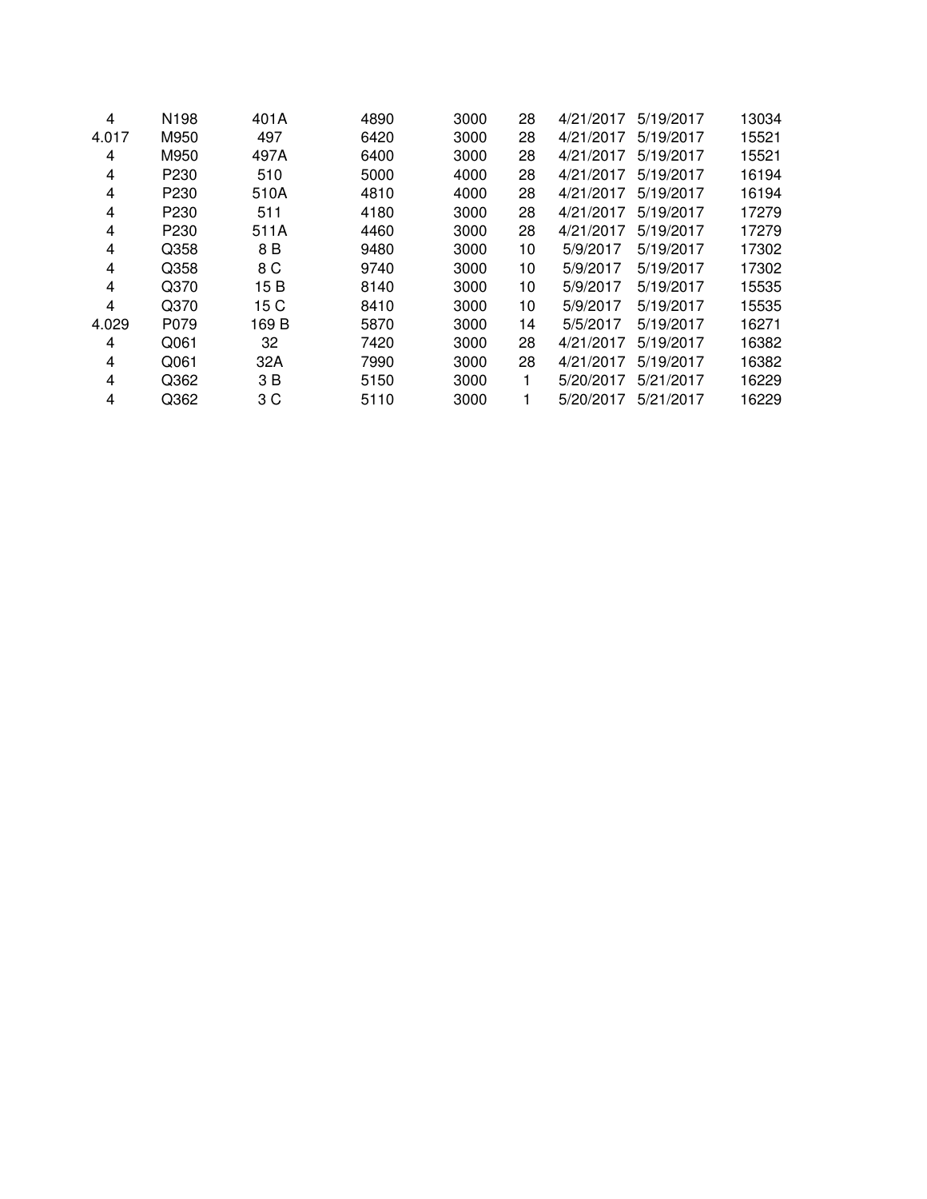| | | | | | | | | |
|---|---|---|---|---|---|---|---|---|
| 4 | N198 | 401A | 4890 | 3000 | 28 | 4/21/2017 | 5/19/2017 | 13034 |
| 4.017 | M950 | 497 | 6420 | 3000 | 28 | 4/21/2017 | 5/19/2017 | 15521 |
| 4 | M950 | 497A | 6400 | 3000 | 28 | 4/21/2017 | 5/19/2017 | 15521 |
| 4 | P230 | 510 | 5000 | 4000 | 28 | 4/21/2017 | 5/19/2017 | 16194 |
| 4 | P230 | 510A | 4810 | 4000 | 28 | 4/21/2017 | 5/19/2017 | 16194 |
| 4 | P230 | 511 | 4180 | 3000 | 28 | 4/21/2017 | 5/19/2017 | 17279 |
| 4 | P230 | 511A | 4460 | 3000 | 28 | 4/21/2017 | 5/19/2017 | 17279 |
| 4 | Q358 | 8 B | 9480 | 3000 | 10 | 5/9/2017 | 5/19/2017 | 17302 |
| 4 | Q358 | 8 C | 9740 | 3000 | 10 | 5/9/2017 | 5/19/2017 | 17302 |
| 4 | Q370 | 15 B | 8140 | 3000 | 10 | 5/9/2017 | 5/19/2017 | 15535 |
| 4 | Q370 | 15 C | 8410 | 3000 | 10 | 5/9/2017 | 5/19/2017 | 15535 |
| 4.029 | P079 | 169 B | 5870 | 3000 | 14 | 5/5/2017 | 5/19/2017 | 16271 |
| 4 | Q061 | 32 | 7420 | 3000 | 28 | 4/21/2017 | 5/19/2017 | 16382 |
| 4 | Q061 | 32A | 7990 | 3000 | 28 | 4/21/2017 | 5/19/2017 | 16382 |
| 4 | Q362 | 3 B | 5150 | 3000 | 1 | 5/20/2017 | 5/21/2017 | 16229 |
| 4 | Q362 | 3 C | 5110 | 3000 | 1 | 5/20/2017 | 5/21/2017 | 16229 |